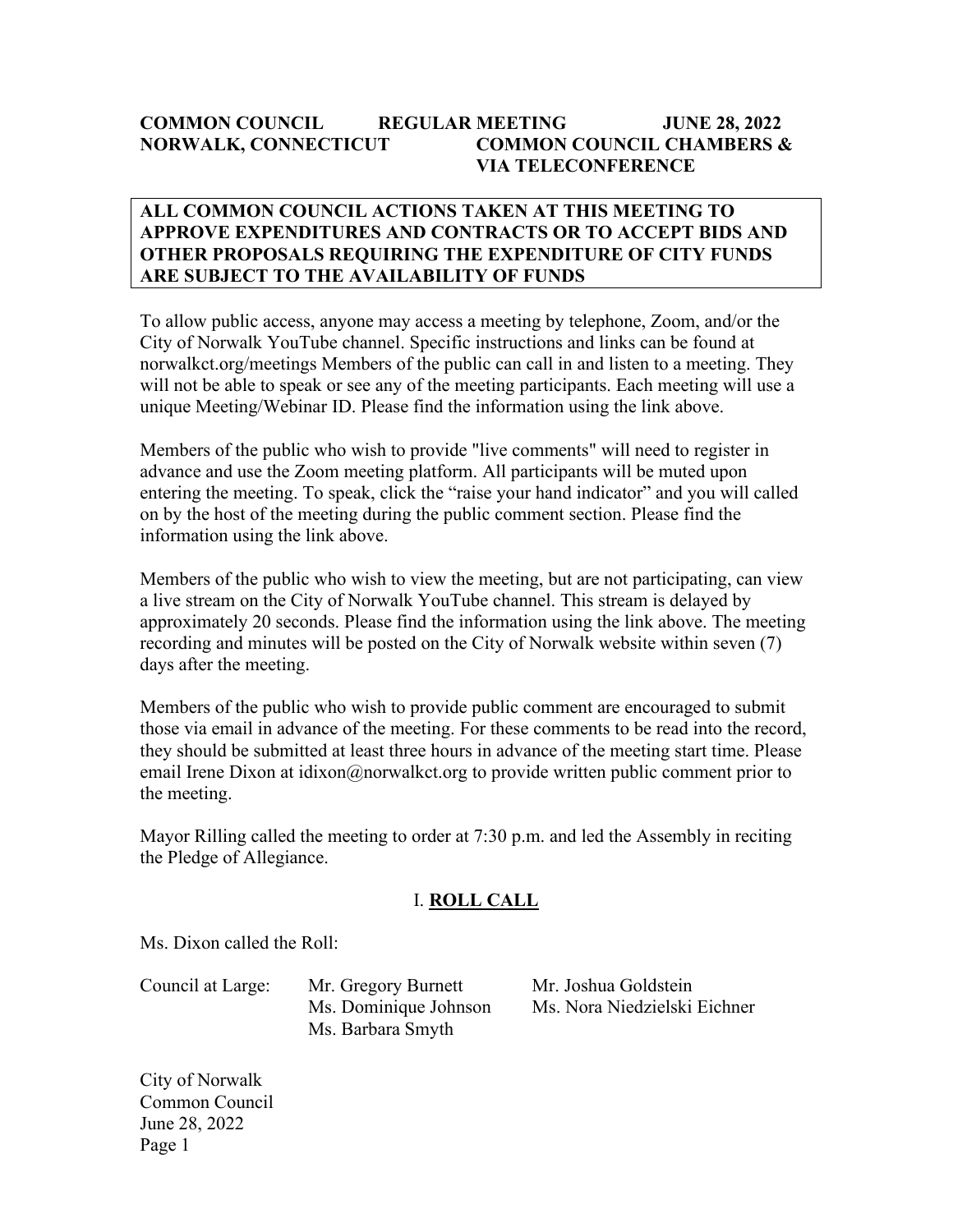**COMMON COUNCIL REGULAR MEETING JUNE 28, 2022**
**NORWALK, CONNECTICUT COMMON COUNCIL CHAMBERS & VIA TELECONFERENCE**

**ALL COMMON COUNCIL ACTIONS TAKEN AT THIS MEETING TO APPROVE EXPENDITURES AND CONTRACTS OR TO ACCEPT BIDS AND OTHER PROPOSALS REQUIRING THE EXPENDITURE OF CITY FUNDS ARE SUBJECT TO THE AVAILABILITY OF FUNDS**

To allow public access, anyone may access a meeting by telephone, Zoom, and/or the City of Norwalk YouTube channel. Specific instructions and links can be found at norwalkct.org/meetings Members of the public can call in and listen to a meeting. They will not be able to speak or see any of the meeting participants. Each meeting will use a unique Meeting/Webinar ID. Please find the information using the link above.

Members of the public who wish to provide "live comments" will need to register in advance and use the Zoom meeting platform. All participants will be muted upon entering the meeting. To speak, click the “raise your hand indicator” and you will called on by the host of the meeting during the public comment section. Please find the information using the link above.

Members of the public who wish to view the meeting, but are not participating, can view a live stream on the City of Norwalk YouTube channel. This stream is delayed by approximately 20 seconds. Please find the information using the link above. The meeting recording and minutes will be posted on the City of Norwalk website within seven (7) days after the meeting.

Members of the public who wish to provide public comment are encouraged to submit those via email in advance of the meeting. For these comments to be read into the record, they should be submitted at least three hours in advance of the meeting start time. Please email Irene Dixon at idixon@norwalkct.org to provide written public comment prior to the meeting.

Mayor Rilling called the meeting to order at 7:30 p.m. and led the Assembly in reciting the Pledge of Allegiance.

## I. ROLL CALL

Ms. Dixon called the Roll:

Council at Large:
- Mr. Gregory Burnett
- Mr. Joshua Goldstein
- Ms. Dominique Johnson
- Ms. Nora Niedzielski Eichner
- Ms. Barbara Smyth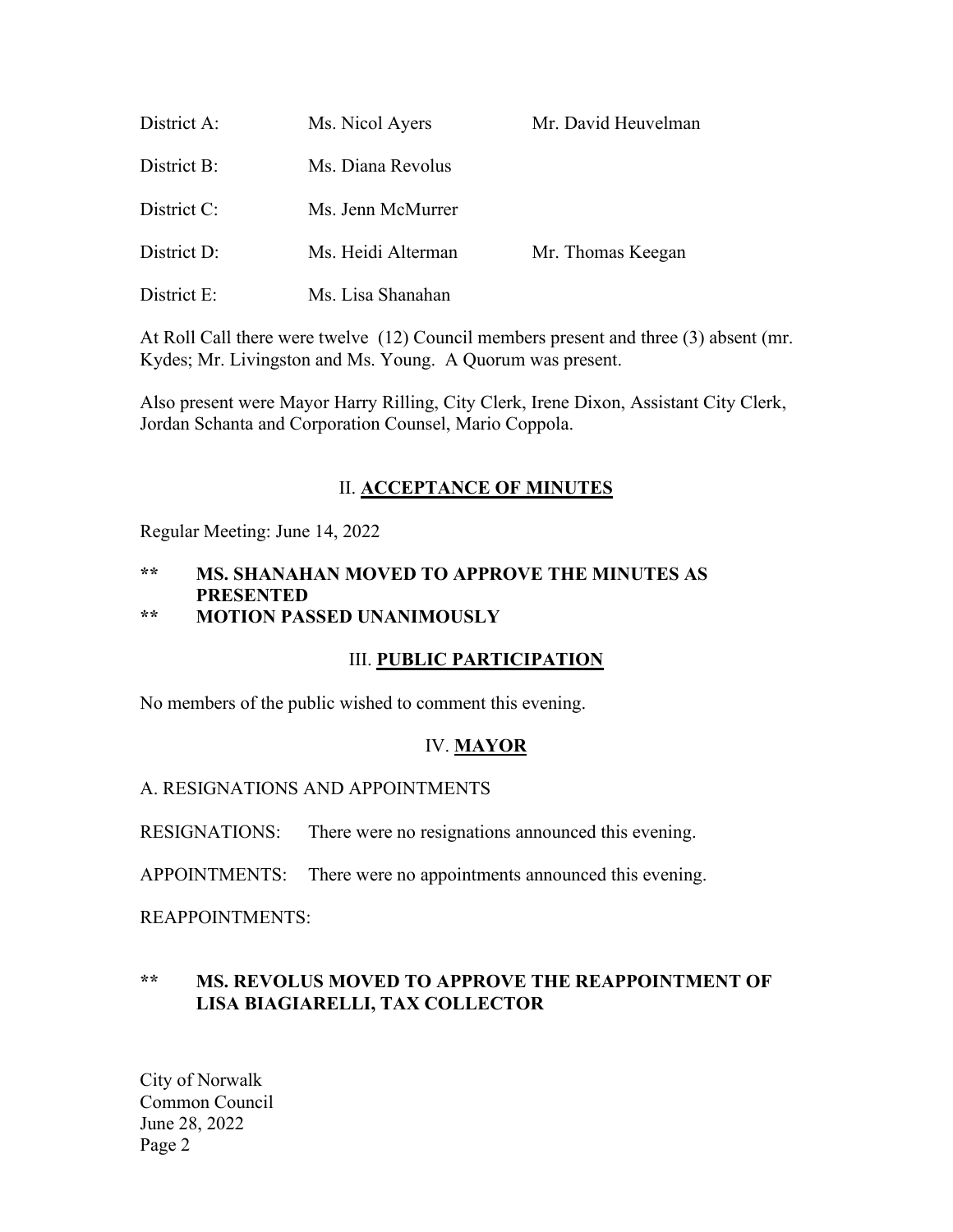| | | |
|---|---|---|
| District A: | Ms. Nicol Ayers | Mr. David Heuvelman |
| District B: | Ms. Diana Revolus | |
| District C: | Ms. Jenn McMurrer | |
| District D: | Ms. Heidi Alterman | Mr. Thomas Keegan |
| District E: | Ms. Lisa Shanahan | |

At Roll Call there were twelve (12) Council members present and three (3) absent (mr. Kydes; Mr. Livingston and Ms. Young. A Quorum was present.

Also present were Mayor Harry Rilling, City Clerk, Irene Dixon, Assistant City Clerk, Jordan Schanta and Corporation Counsel, Mario Coppola.

## II. ACCEPTANCE OF MINUTES

Regular Meeting: June 14, 2022

** **MS. SHANAHAN MOVED TO APPROVE THE MINUTES AS PRESENTED**
** **MOTION PASSED UNANIMOUSLY**

## III. PUBLIC PARTICIPATION

No members of the public wished to comment this evening.

## IV. MAYOR

A. RESIGNATIONS AND APPOINTMENTS

RESIGNATIONS: There were no resignations announced this evening.

APPOINTMENTS: There were no appointments announced this evening.

REAPPOINTMENTS:

** **MS. REVOLUS MOVED TO APPROVE THE REAPPOINTMENT OF LISA BIAGIARELLI, TAX COLLECTOR**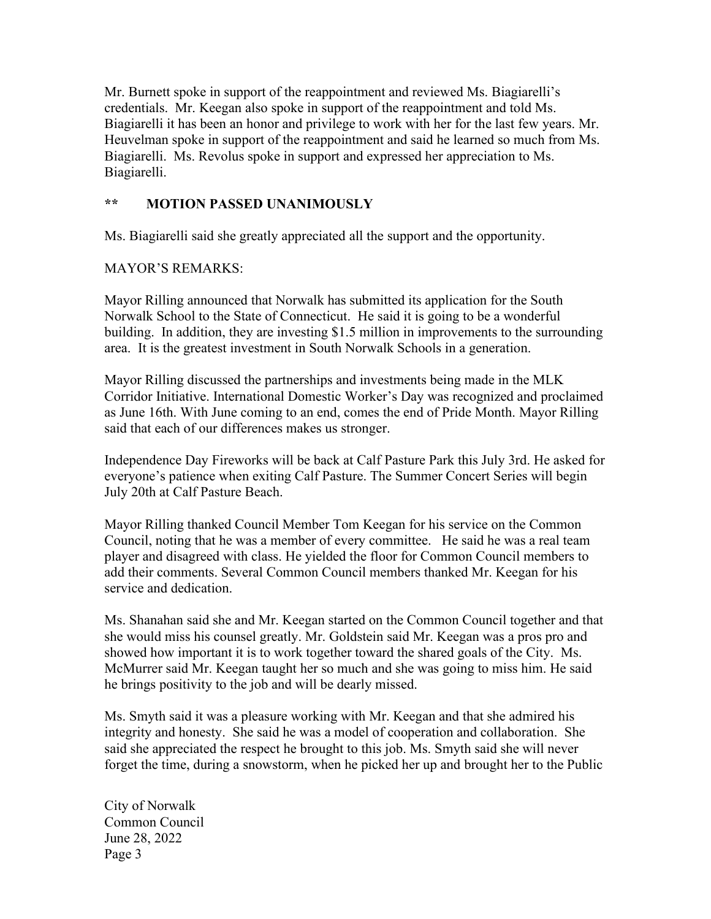Mr. Burnett spoke in support of the reappointment and reviewed Ms. Biagiarelli's credentials. Mr. Keegan also spoke in support of the reappointment and told Ms. Biagiarelli it has been an honor and privilege to work with her for the last few years. Mr. Heuvelman spoke in support of the reappointment and said he learned so much from Ms. Biagiarelli. Ms. Revolus spoke in support and expressed her appreciation to Ms. Biagiarelli.

**\*\* MOTION PASSED UNANIMOUSLY**

Ms. Biagiarelli said she greatly appreciated all the support and the opportunity.

MAYOR'S REMARKS:

Mayor Rilling announced that Norwalk has submitted its application for the South Norwalk School to the State of Connecticut. He said it is going to be a wonderful building. In addition, they are investing $1.5 million in improvements to the surrounding area. It is the greatest investment in South Norwalk Schools in a generation.

Mayor Rilling discussed the partnerships and investments being made in the MLK Corridor Initiative. International Domestic Worker's Day was recognized and proclaimed as June 16th. With June coming to an end, comes the end of Pride Month. Mayor Rilling said that each of our differences makes us stronger.

Independence Day Fireworks will be back at Calf Pasture Park this July 3rd. He asked for everyone's patience when exiting Calf Pasture. The Summer Concert Series will begin July 20th at Calf Pasture Beach.

Mayor Rilling thanked Council Member Tom Keegan for his service on the Common Council, noting that he was a member of every committee. He said he was a real team player and disagreed with class. He yielded the floor for Common Council members to add their comments. Several Common Council members thanked Mr. Keegan for his service and dedication.

Ms. Shanahan said she and Mr. Keegan started on the Common Council together and that she would miss his counsel greatly. Mr. Goldstein said Mr. Keegan was a pros pro and showed how important it is to work together toward the shared goals of the City. Ms. McMurrer said Mr. Keegan taught her so much and she was going to miss him. He said he brings positivity to the job and will be dearly missed.

Ms. Smyth said it was a pleasure working with Mr. Keegan and that she admired his integrity and honesty. She said he was a model of cooperation and collaboration. She said she appreciated the respect he brought to this job. Ms. Smyth said she will never forget the time, during a snowstorm, when he picked her up and brought her to the Public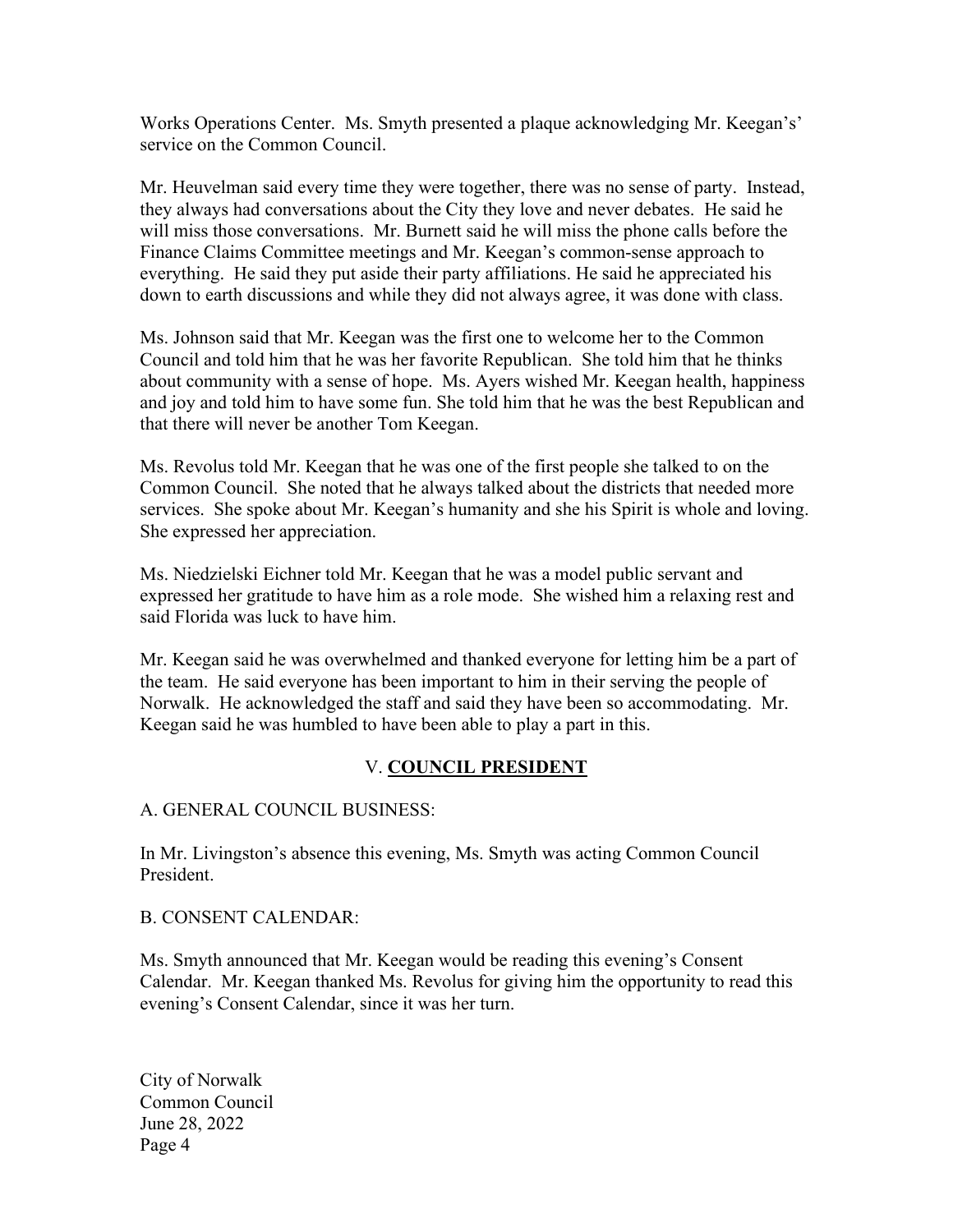Works Operations Center. Ms. Smyth presented a plaque acknowledging Mr. Keegan's' service on the Common Council.

Mr. Heuvelman said every time they were together, there was no sense of party. Instead, they always had conversations about the City they love and never debates. He said he will miss those conversations. Mr. Burnett said he will miss the phone calls before the Finance Claims Committee meetings and Mr. Keegan's common-sense approach to everything. He said they put aside their party affiliations. He said he appreciated his down to earth discussions and while they did not always agree, it was done with class.

Ms. Johnson said that Mr. Keegan was the first one to welcome her to the Common Council and told him that he was her favorite Republican. She told him that he thinks about community with a sense of hope. Ms. Ayers wished Mr. Keegan health, happiness and joy and told him to have some fun. She told him that he was the best Republican and that there will never be another Tom Keegan.

Ms. Revolus told Mr. Keegan that he was one of the first people she talked to on the Common Council. She noted that he always talked about the districts that needed more services. She spoke about Mr. Keegan's humanity and she his Spirit is whole and loving. She expressed her appreciation.

Ms. Niedzielski Eichner told Mr. Keegan that he was a model public servant and expressed her gratitude to have him as a role mode. She wished him a relaxing rest and said Florida was luck to have him.

Mr. Keegan said he was overwhelmed and thanked everyone for letting him be a part of the team. He said everyone has been important to him in their serving the people of Norwalk. He acknowledged the staff and said they have been so accommodating. Mr. Keegan said he was humbled to have been able to play a part in this.

## V. **COUNCIL PRESIDENT**

A. GENERAL COUNCIL BUSINESS:

In Mr. Livingston's absence this evening, Ms. Smyth was acting Common Council President.

B. CONSENT CALENDAR:

Ms. Smyth announced that Mr. Keegan would be reading this evening's Consent Calendar. Mr. Keegan thanked Ms. Revolus for giving him the opportunity to read this evening's Consent Calendar, since it was her turn.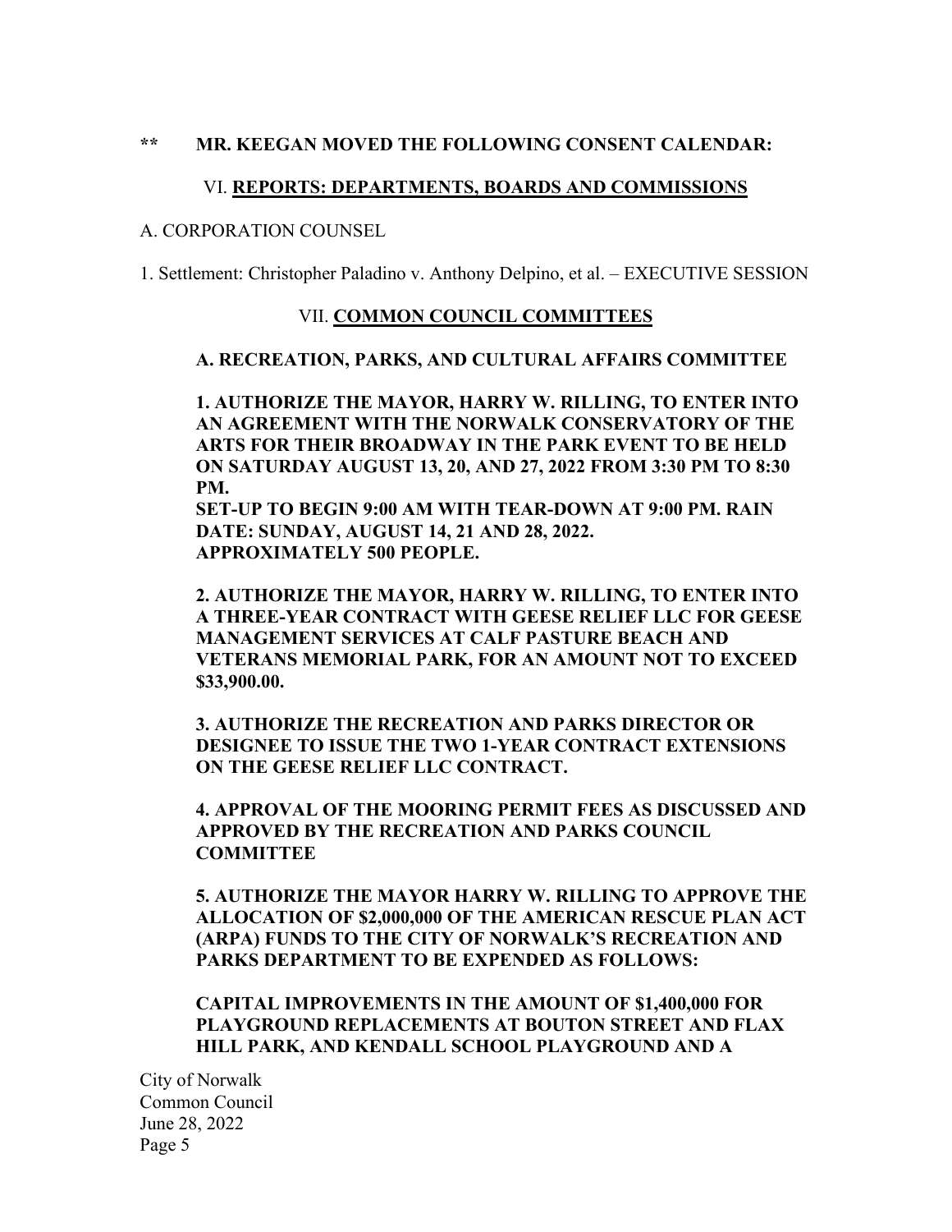**\*\* MR. KEEGAN MOVED THE FOLLOWING CONSENT CALENDAR:**

VI. **REPORTS: DEPARTMENTS, BOARDS AND COMMISSIONS**

A. CORPORATION COUNSEL

1. Settlement: Christopher Paladino v. Anthony Delpino, et al. – EXECUTIVE SESSION

VII. **COMMON COUNCIL COMMITTEES**

**A. RECREATION, PARKS, AND CULTURAL AFFAIRS COMMITTEE**

**1. AUTHORIZE THE MAYOR, HARRY W. RILLING, TO ENTER INTO AN AGREEMENT WITH THE NORWALK CONSERVATORY OF THE ARTS FOR THEIR BROADWAY IN THE PARK EVENT TO BE HELD ON SATURDAY AUGUST 13, 20, AND 27, 2022 FROM 3:30 PM TO 8:30 PM.**
**SET-UP TO BEGIN 9:00 AM WITH TEAR-DOWN AT 9:00 PM. RAIN DATE: SUNDAY, AUGUST 14, 21 AND 28, 2022.**
**APPROXIMATELY 500 PEOPLE.**

**2. AUTHORIZE THE MAYOR, HARRY W. RILLING, TO ENTER INTO A THREE-YEAR CONTRACT WITH GEESE RELIEF LLC FOR GEESE MANAGEMENT SERVICES AT CALF PASTURE BEACH AND VETERANS MEMORIAL PARK, FOR AN AMOUNT NOT TO EXCEED $33,900.00.**

**3. AUTHORIZE THE RECREATION AND PARKS DIRECTOR OR DESIGNEE TO ISSUE THE TWO 1-YEAR CONTRACT EXTENSIONS ON THE GEESE RELIEF LLC CONTRACT.**

**4. APPROVAL OF THE MOORING PERMIT FEES AS DISCUSSED AND APPROVED BY THE RECREATION AND PARKS COUNCIL COMMITTEE**

**5. AUTHORIZE THE MAYOR HARRY W. RILLING TO APPROVE THE ALLOCATION OF $2,000,000 OF THE AMERICAN RESCUE PLAN ACT (ARPA) FUNDS TO THE CITY OF NORWALK'S RECREATION AND PARKS DEPARTMENT TO BE EXPENDED AS FOLLOWS:**

**CAPITAL IMPROVEMENTS IN THE AMOUNT OF $1,400,000 FOR PLAYGROUND REPLACEMENTS AT BOUTON STREET AND FLAX HILL PARK, AND KENDALL SCHOOL PLAYGROUND AND A**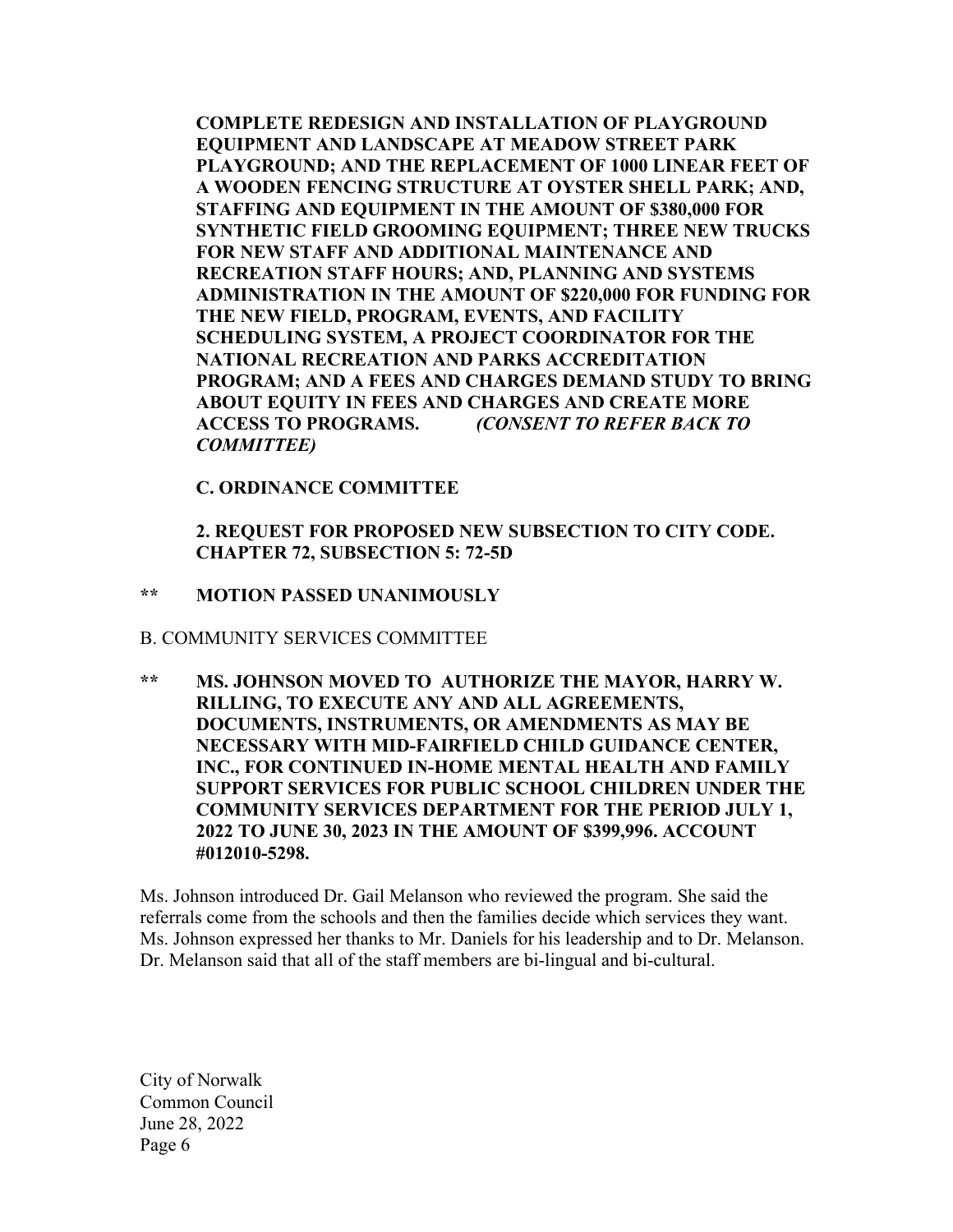**COMPLETE REDESIGN AND INSTALLATION OF PLAYGROUND EQUIPMENT AND LANDSCAPE AT MEADOW STREET PARK PLAYGROUND; AND THE REPLACEMENT OF 1000 LINEAR FEET OF A WOODEN FENCING STRUCTURE AT OYSTER SHELL PARK; AND, STAFFING AND EQUIPMENT IN THE AMOUNT OF $380,000 FOR SYNTHETIC FIELD GROOMING EQUIPMENT; THREE NEW TRUCKS FOR NEW STAFF AND ADDITIONAL MAINTENANCE AND RECREATION STAFF HOURS; AND, PLANNING AND SYSTEMS ADMINISTRATION IN THE AMOUNT OF $220,000 FOR FUNDING FOR THE NEW FIELD, PROGRAM, EVENTS, AND FACILITY SCHEDULING SYSTEM, A PROJECT COORDINATOR FOR THE NATIONAL RECREATION AND PARKS ACCREDITATION PROGRAM; AND A FEES AND CHARGES DEMAND STUDY TO BRING ABOUT EQUITY IN FEES AND CHARGES AND CREATE MORE ACCESS TO PROGRAMS.** ***(CONSENT TO REFER BACK TO COMMITTEE)***

**C. ORDINANCE COMMITTEE**

**2. REQUEST FOR PROPOSED NEW SUBSECTION TO CITY CODE. CHAPTER 72, SUBSECTION 5: 72-5D**

**\*\* MOTION PASSED UNANIMOUSLY**

B. COMMUNITY SERVICES COMMITTEE

**\*\* MS. JOHNSON MOVED TO AUTHORIZE THE MAYOR, HARRY W. RILLING, TO EXECUTE ANY AND ALL AGREEMENTS, DOCUMENTS, INSTRUMENTS, OR AMENDMENTS AS MAY BE NECESSARY WITH MID-FAIRFIELD CHILD GUIDANCE CENTER, INC., FOR CONTINUED IN-HOME MENTAL HEALTH AND FAMILY SUPPORT SERVICES FOR PUBLIC SCHOOL CHILDREN UNDER THE COMMUNITY SERVICES DEPARTMENT FOR THE PERIOD JULY 1, 2022 TO JUNE 30, 2023 IN THE AMOUNT OF $399,996. ACCOUNT #012010-5298.**

Ms. Johnson introduced Dr. Gail Melanson who reviewed the program. She said the referrals come from the schools and then the families decide which services they want. Ms. Johnson expressed her thanks to Mr. Daniels for his leadership and to Dr. Melanson. Dr. Melanson said that all of the staff members are bi-lingual and bi-cultural.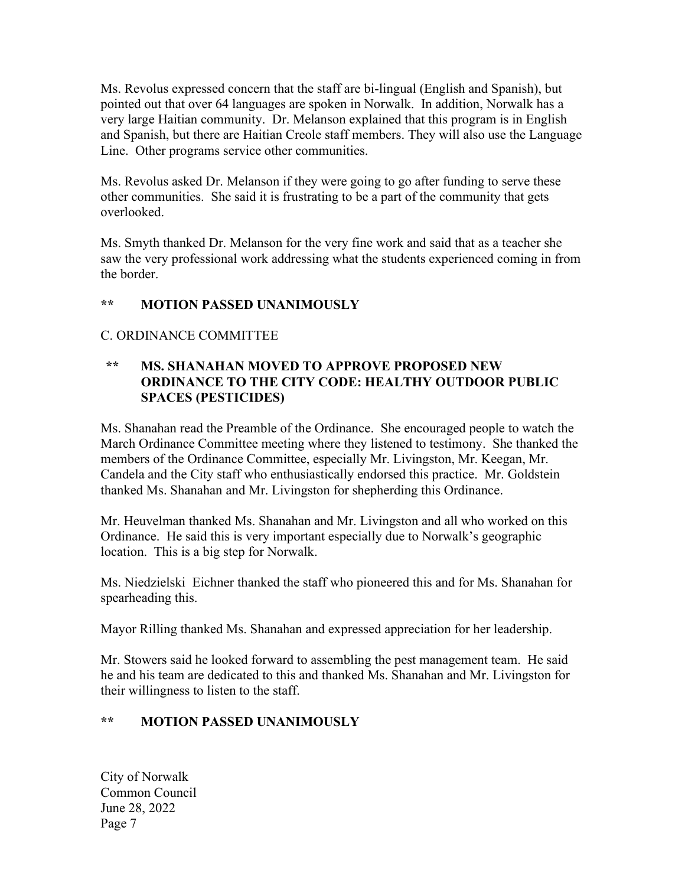Ms. Revolus expressed concern that the staff are bi-lingual (English and Spanish), but pointed out that over 64 languages are spoken in Norwalk. In addition, Norwalk has a very large Haitian community. Dr. Melanson explained that this program is in English and Spanish, but there are Haitian Creole staff members. They will also use the Language Line. Other programs service other communities.

Ms. Revolus asked Dr. Melanson if they were going to go after funding to serve these other communities. She said it is frustrating to be a part of the community that gets overlooked.

Ms. Smyth thanked Dr. Melanson for the very fine work and said that as a teacher she saw the very professional work addressing what the students experienced coming in from the border.

**\*\* MOTION PASSED UNANIMOUSLY**

C. ORDINANCE COMMITTEE

**\*\* MS. SHANAHAN MOVED TO APPROVE PROPOSED NEW ORDINANCE TO THE CITY CODE: HEALTHY OUTDOOR PUBLIC SPACES (PESTICIDES)**

Ms. Shanahan read the Preamble of the Ordinance. She encouraged people to watch the March Ordinance Committee meeting where they listened to testimony. She thanked the members of the Ordinance Committee, especially Mr. Livingston, Mr. Keegan, Mr. Candela and the City staff who enthusiastically endorsed this practice. Mr. Goldstein thanked Ms. Shanahan and Mr. Livingston for shepherding this Ordinance.

Mr. Heuvelman thanked Ms. Shanahan and Mr. Livingston and all who worked on this Ordinance. He said this is very important especially due to Norwalk's geographic location. This is a big step for Norwalk.

Ms. Niedzielski Eichner thanked the staff who pioneered this and for Ms. Shanahan for spearheading this.

Mayor Rilling thanked Ms. Shanahan and expressed appreciation for her leadership.

Mr. Stowers said he looked forward to assembling the pest management team. He said he and his team are dedicated to this and thanked Ms. Shanahan and Mr. Livingston for their willingness to listen to the staff.

**\*\* MOTION PASSED UNANIMOUSLY**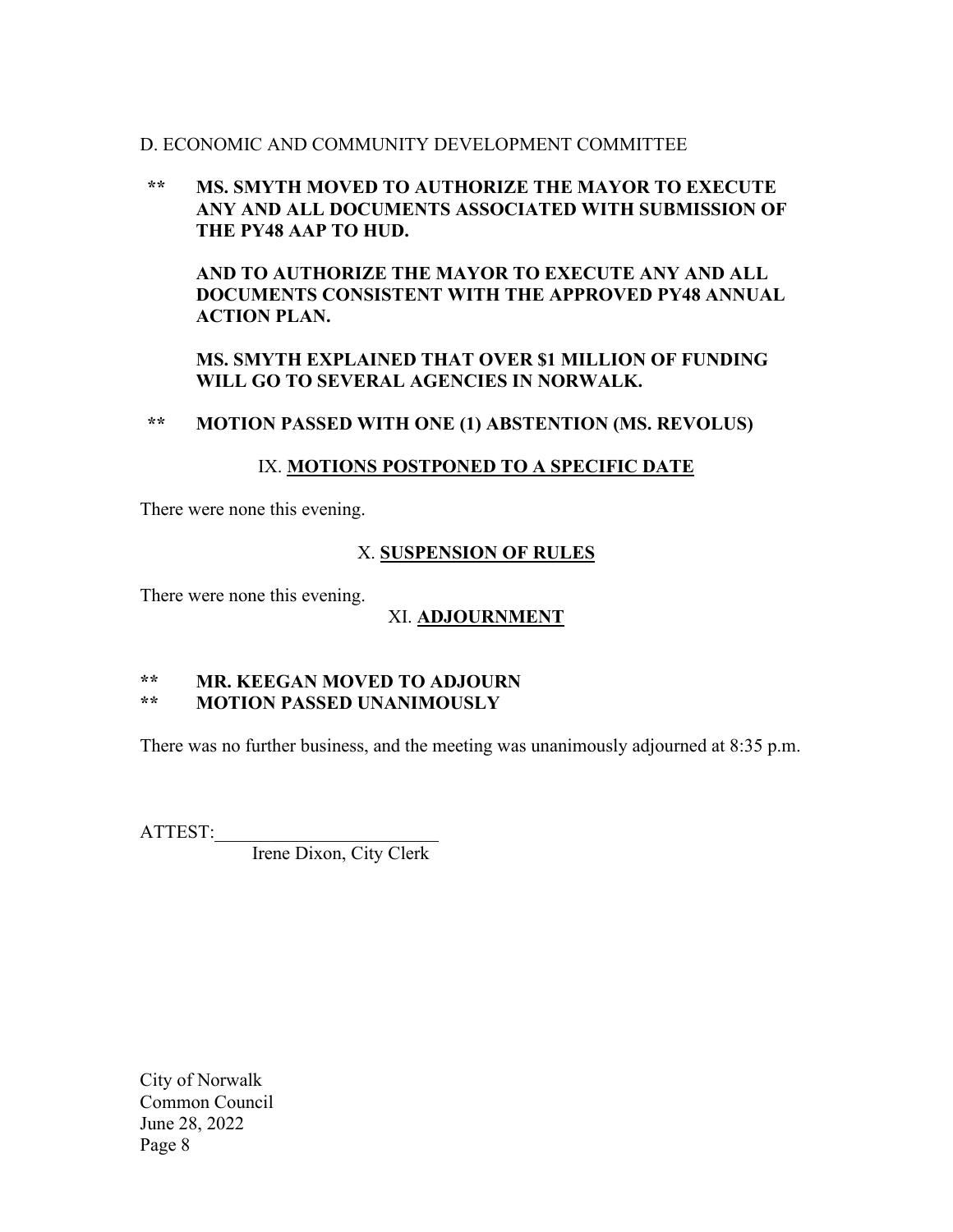D. ECONOMIC AND COMMUNITY DEVELOPMENT COMMITTEE

** **MS. SMYTH MOVED TO AUTHORIZE THE MAYOR TO EXECUTE ANY AND ALL DOCUMENTS ASSOCIATED WITH SUBMISSION OF THE PY48 AAP TO HUD.**

**AND TO AUTHORIZE THE MAYOR TO EXECUTE ANY AND ALL DOCUMENTS CONSISTENT WITH THE APPROVED PY48 ANNUAL ACTION PLAN.**

**MS. SMYTH EXPLAINED THAT OVER $1 MILLION OF FUNDING WILL GO TO SEVERAL AGENCIES IN NORWALK.**

** **MOTION PASSED WITH ONE (1) ABSTENTION (MS. REVOLUS)**

## IX. MOTIONS POSTPONED TO A SPECIFIC DATE

There were none this evening.

## X. SUSPENSION OF RULES

There were none this evening.

## XI. ADJOURNMENT

** **MR. KEEGAN MOVED TO ADJOURN**
** **MOTION PASSED UNANIMOUSLY**

There was no further business, and the meeting was unanimously adjourned at 8:35 p.m.

ATTEST:________________________
Irene Dixon, City Clerk

City of Norwalk
Common Council
June 28, 2022